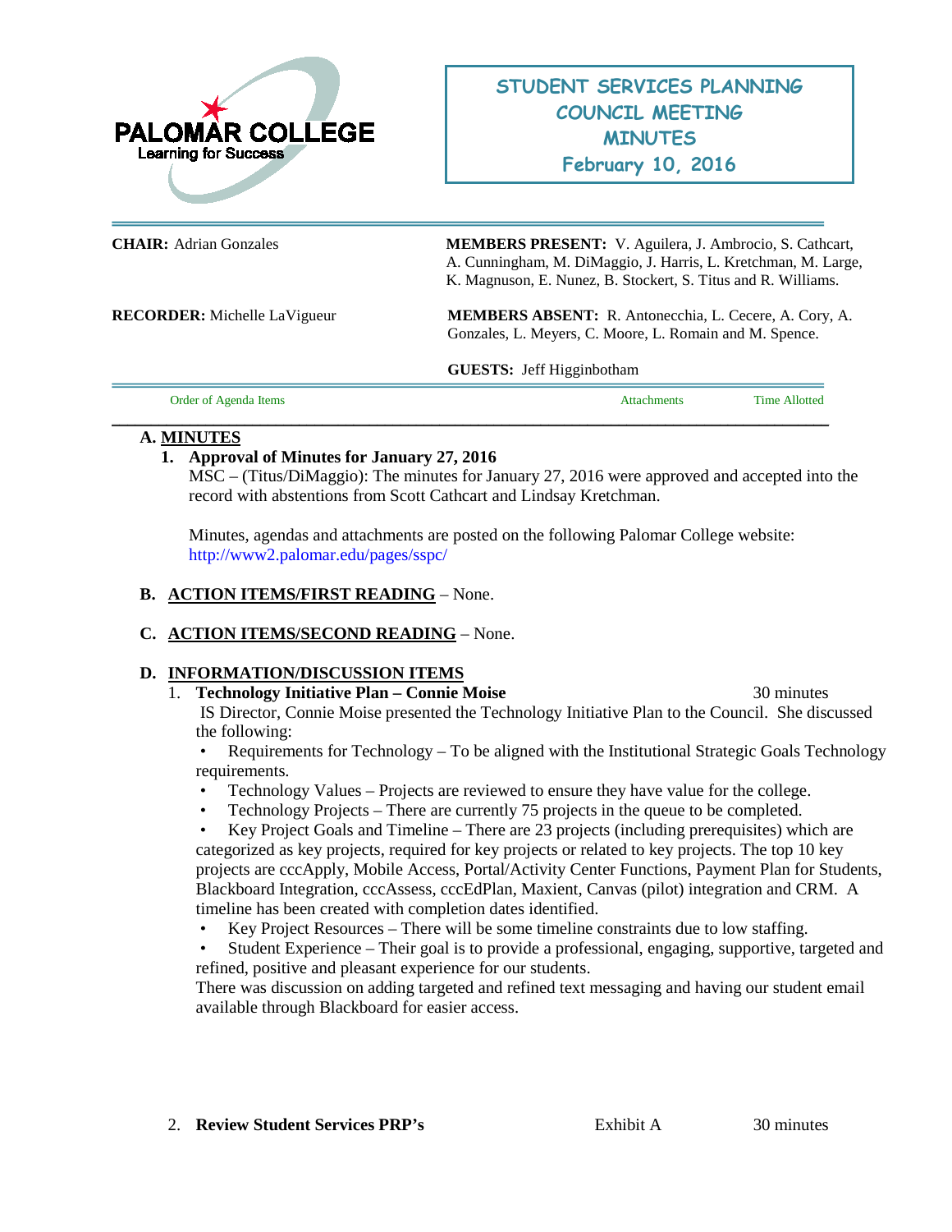PALOMAR COLLEGE
Learning for Success

# STUDENT SERVICES PLANNING COUNCIL MEETING MINUTES
## February 10, 2016

**CHAIR:** Adrian Gonzales

**MEMBERS PRESENT:** V. Aguilera, J. Ambrocio, S. Cathcart, A. Cunningham, M. DiMaggio, J. Harris, L. Kretchman, M. Large, K. Magnuson, E. Nunez, B. Stockert, S. Titus and R. Williams.

**RECORDER:** Michelle LaVigueur

**MEMBERS ABSENT:** R. Antonecchia, L. Cecere, A. Cory, A. Gonzales, L. Meyers, C. Moore, L. Romain and M. Spence.

**GUESTS:** Jeff Higginbotham

| Order of Agenda Items | Attachments | Time Allotted |
|---|---|---|

**A. MINUTES**

1. **Approval of Minutes for January 27, 2016**
   MSC – (Titus/DiMaggio): The minutes for January 27, 2016 were approved and accepted into the record with abstentions from Scott Cathcart and Lindsay Kretchman.

   Minutes, agendas and attachments are posted on the following Palomar College website: http://www2.palomar.edu/pages/sspc/

**B. ACTION ITEMS/FIRST READING** – None.

**C. ACTION ITEMS/SECOND READING** – None.

**D. INFORMATION/DISCUSSION ITEMS**

1. **Technology Initiative Plan – Connie Moise** — 30 minutes
   IS Director, Connie Moise presented the Technology Initiative Plan to the Council. She discussed the following:
   - Requirements for Technology – To be aligned with the Institutional Strategic Goals Technology requirements.
   - Technology Values – Projects are reviewed to ensure they have value for the college.
   - Technology Projects – There are currently 75 projects in the queue to be completed.
   - Key Project Goals and Timeline – There are 23 projects (including prerequisites) which are categorized as key projects, required for key projects or related to key projects. The top 10 key projects are cccApply, Mobile Access, Portal/Activity Center Functions, Payment Plan for Students, Blackboard Integration, cccAssess, cccEdPlan, Maxient, Canvas (pilot) integration and CRM. A timeline has been created with completion dates identified.
   - Key Project Resources – There will be some timeline constraints due to low staffing.
   - Student Experience – Their goal is to provide a professional, engaging, supportive, targeted and refined, positive and pleasant experience for our students.

   There was discussion on adding targeted and refined text messaging and having our student email available through Blackboard for easier access.

2. **Review Student Services PRP's** — Exhibit A — 30 minutes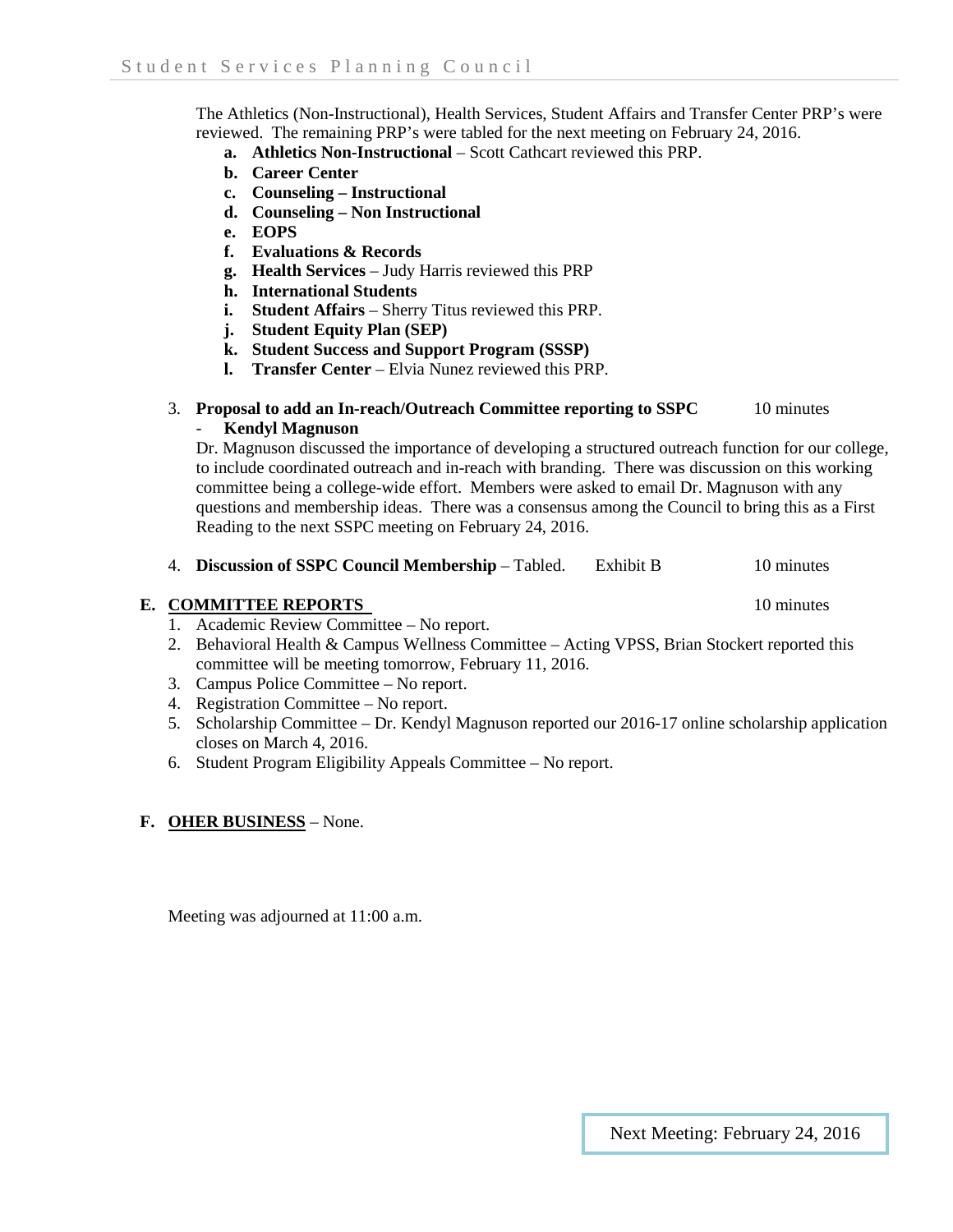The Athletics (Non-Instructional), Health Services, Student Affairs and Transfer Center PRP's were reviewed. The remaining PRP's were tabled for the next meeting on February 24, 2016.

a. **Athletics Non-Instructional** – Scott Cathcart reviewed this PRP.
b. **Career Center**
c. **Counseling – Instructional**
d. **Counseling – Non Instructional**
e. **EOPS**
f. **Evaluations & Records**
g. **Health Services** – Judy Harris reviewed this PRP
h. **International Students**
i. **Student Affairs** – Sherry Titus reviewed this PRP.
j. **Student Equity Plan (SEP)**
k. **Student Success and Support Program (SSSP)**
l. **Transfer Center** – Elvia Nunez reviewed this PRP.

3. **Proposal to add an In-reach/Outreach Committee reporting to SSPC - Kendyl Magnuson** 10 minutes

   Dr. Magnuson discussed the importance of developing a structured outreach function for our college, to include coordinated outreach and in-reach with branding. There was discussion on this working committee being a college-wide effort. Members were asked to email Dr. Magnuson with any questions and membership ideas. There was a consensus among the Council to bring this as a First Reading to the next SSPC meeting on February 24, 2016.

4. **Discussion of SSPC Council Membership** – Tabled. Exhibit B 10 minutes

**E. COMMITTEE REPORTS** 10 minutes

1. Academic Review Committee – No report.
2. Behavioral Health & Campus Wellness Committee – Acting VPSS, Brian Stockert reported this committee will be meeting tomorrow, February 11, 2016.
3. Campus Police Committee – No report.
4. Registration Committee – No report.
5. Scholarship Committee – Dr. Kendyl Magnuson reported our 2016-17 online scholarship application closes on March 4, 2016.
6. Student Program Eligibility Appeals Committee – No report.

**F. OHER BUSINESS** – None.

Meeting was adjourned at 11:00 a.m.

Next Meeting: February 24, 2016